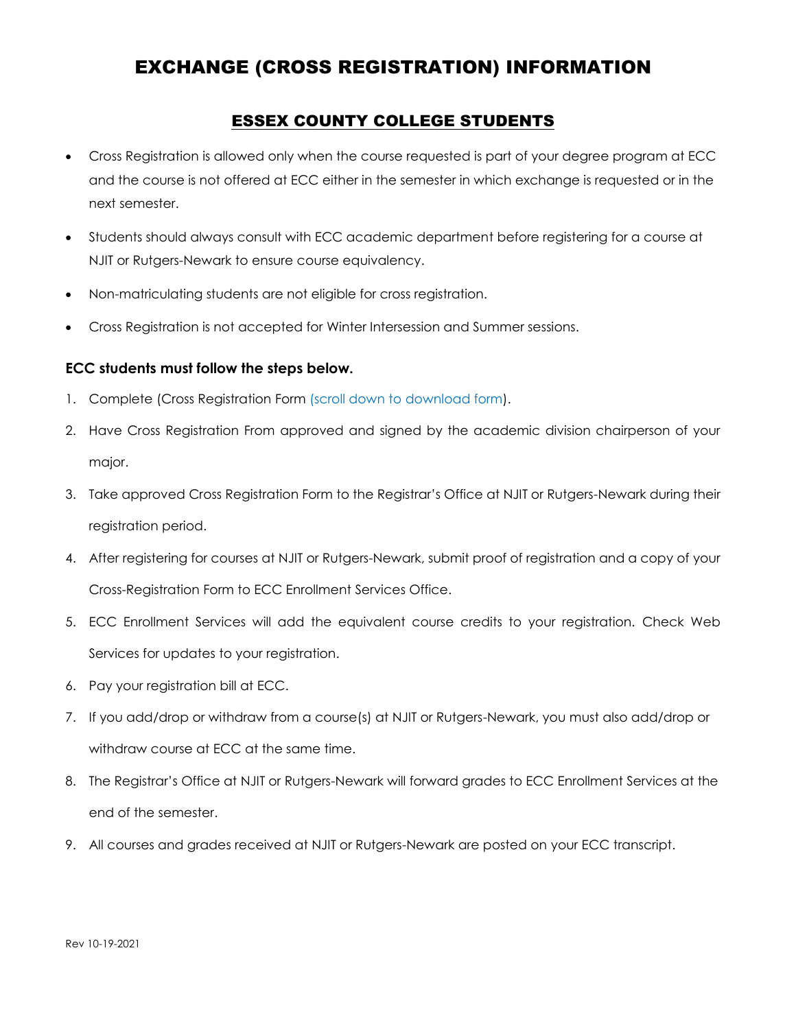# EXCHANGE (CROSS REGISTRATION) INFORMATION

## ESSEX COUNTY COLLEGE STUDENTS

- Cross Registration is allowed only when the course requested is part of your degree program at ECC and the course is not offered at ECC either in the semester in which exchange is requested or in the next semester.
- Students should always consult with ECC academic department before registering for a course at NJIT or Rutgers-Newark to ensure course equivalency.
- Non-matriculating students are not eligible for cross registration.
- Cross Registration is not accepted for Winter Intersession and Summer sessions.

**ECC students must follow the steps below.**

1. Complete (Cross Registration Form (scroll down to download form).
2. Have Cross Registration From approved and signed by the academic division chairperson of your major.
3. Take approved Cross Registration Form to the Registrar's Office at NJIT or Rutgers-Newark during their registration period.
4. After registering for courses at NJIT or Rutgers-Newark, submit proof of registration and a copy of your Cross-Registration Form to ECC Enrollment Services Office.
5. ECC Enrollment Services will add the equivalent course credits to your registration. Check Web Services for updates to your registration.
6. Pay your registration bill at ECC.
7. If you add/drop or withdraw from a course(s) at NJIT or Rutgers-Newark, you must also add/drop or withdraw course at ECC at the same time.
8. The Registrar's Office at NJIT or Rutgers-Newark will forward grades to ECC Enrollment Services at the end of the semester.
9. All courses and grades received at NJIT or Rutgers-Newark are posted on your ECC transcript.

Rev 10-19-2021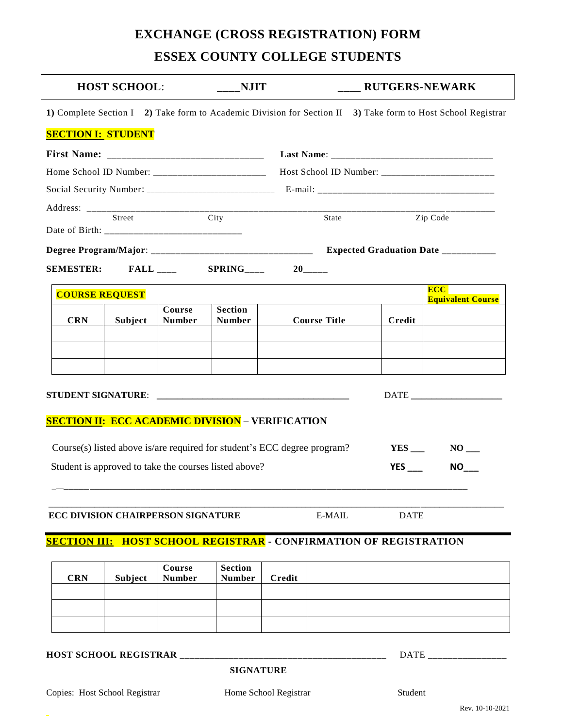# EXCHANGE (CROSS REGISTRATION) FORM

## ESSEX COUNTY COLLEGE STUDENTS

**HOST SCHOOL**: ____**NJIT** ____ **RUTGERS-NEWARK**

**1)** Complete Section I **2)** Take form to Academic Division for Section II **3)** Take form to Host School Registrar

**SECTION I: STUDENT**

**First Name:** ______________________________ **Last Name**: ________________________________

Home School ID Number: ______________________ Host School ID Number: ______________________

Social Security Number: _________________________ E-mail: ___________________________________

Address: ______________________________________________________________________________
Street City State Zip Code

Date of Birth: ___________________________

**Degree Program/Major**: _______________________________ **Expected Graduation Date** __________

**SEMESTER: FALL ____ SPRING____ 20_____**

| **COURSE REQUEST** | | | | | | **ECC Equivalent Course** |
|---|---|---|---|---|---|---|
| **CRN** | **Subject** | **Course Number** | **Section Number** | **Course Title** | **Credit** | |
| | | | | | | |
| | | | | | | |
| | | | | | | |

**STUDENT SIGNATURE**: ________________________________________ DATE ___________________

**SECTION II: ECC ACADEMIC DIVISION – VERIFICATION**

Course(s) listed above is/are required for student's ECC degree program? **YES** ___ **NO** ___

Student is approved to take the courses listed above? **YES** ___ **NO**___

_____________________________________________________________________________________

_____________________________________________________________________________________

**ECC DIVISION CHAIRPERSON SIGNATURE** E-MAIL DATE

**SECTION III: HOST SCHOOL REGISTRAR - CONFIRMATION OF REGISTRATION**

| **CRN** | **Subject** | **Course Number** | **Section Number** | **Credit** | |
|---|---|---|---|---|---|
| | | | | | |
| | | | | | |
| | | | | | |

**HOST SCHOOL REGISTRAR** ___________________________________________ DATE ________________

**SIGNATURE**

Copies: Host School Registrar Home School Registrar Student

Rev. 10-10-2021